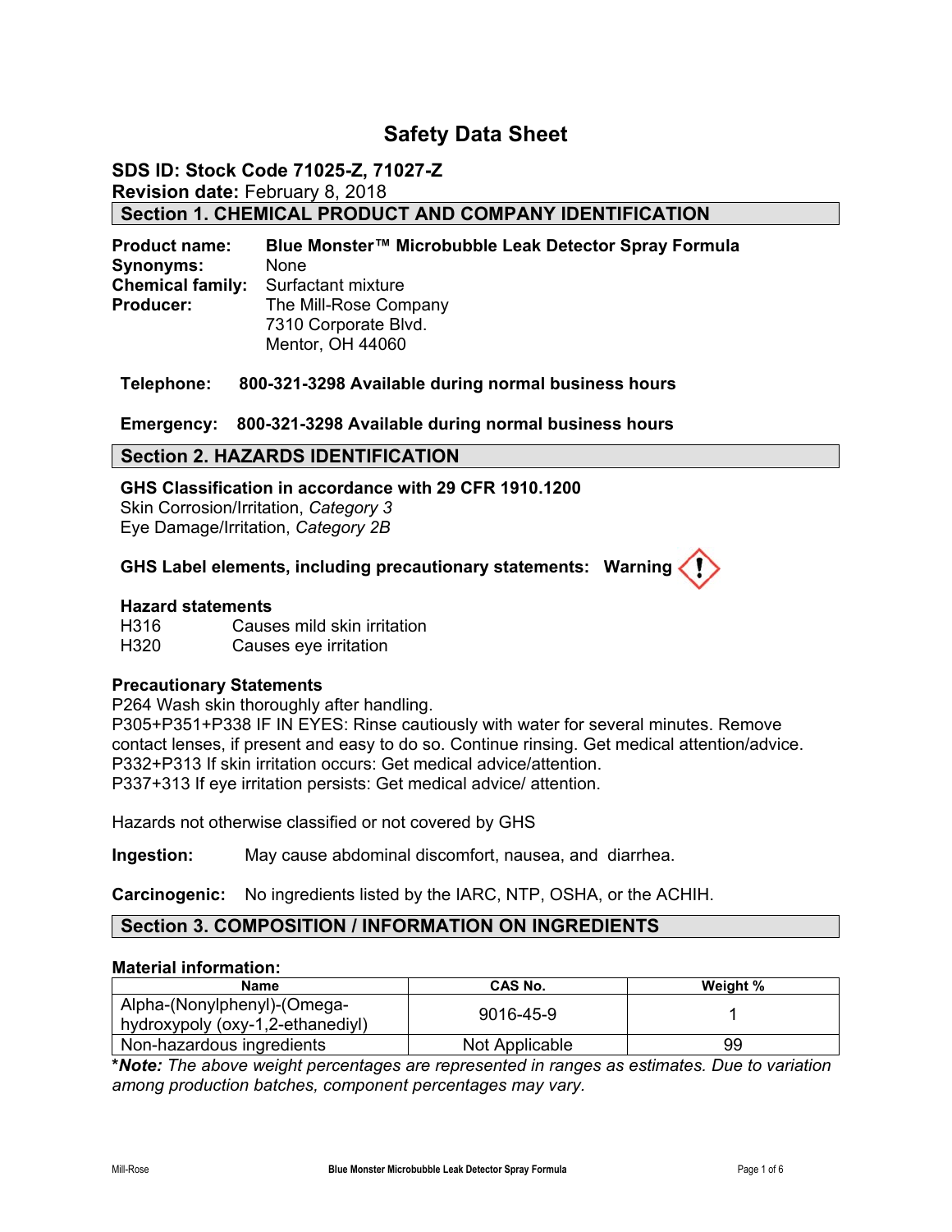# Safety Data Sheet

**SDS ID: Stock Code 71025-Z, 71027-Z**
**Revision date:** February 8, 2018

## Section 1. CHEMICAL PRODUCT AND COMPANY IDENTIFICATION

**Product name:** **Blue Monster™ Microbubble Leak Detector Spray Formula**
**Synonyms:** None
**Chemical family:** Surfactant mixture
**Producer:** The Mill-Rose Company
7310 Corporate Blvd.
Mentor, OH 44060

**Telephone: 800-321-3298 Available during normal business hours**

**Emergency: 800-321-3298 Available during normal business hours**

## Section 2. HAZARDS IDENTIFICATION

**GHS Classification in accordance with 29 CFR 1910.1200**
Skin Corrosion/Irritation, *Category 3*
Eye Damage/Irritation, *Category 2B*

**GHS Label elements, including precautionary statements: Warning**

**Hazard statements**
H316 Causes mild skin irritation
H320 Causes eye irritation

**Precautionary Statements**
P264 Wash skin thoroughly after handling.
P305+P351+P338 IF IN EYES: Rinse cautiously with water for several minutes. Remove contact lenses, if present and easy to do so. Continue rinsing. Get medical attention/advice.
P332+P313 If skin irritation occurs: Get medical advice/attention.
P337+313 If eye irritation persists: Get medical advice/ attention.

Hazards not otherwise classified or not covered by GHS

**Ingestion:** May cause abdominal discomfort, nausea, and diarrhea.

**Carcinogenic:** No ingredients listed by the IARC, NTP, OSHA, or the ACHIH.

## Section 3. COMPOSITION / INFORMATION ON INGREDIENTS

**Material information:**

| Name | CAS No. | Weight % |
|---|---|---|
| Alpha-(Nonylphenyl)-(Omega-hydroxypoly (oxy-1,2-ethanediyl) | 9016-45-9 | 1 |
| Non-hazardous ingredients | Not Applicable | 99 |

**\*Note:*** *The above weight percentages are represented in ranges as estimates. Due to variation among production batches, component percentages may vary.*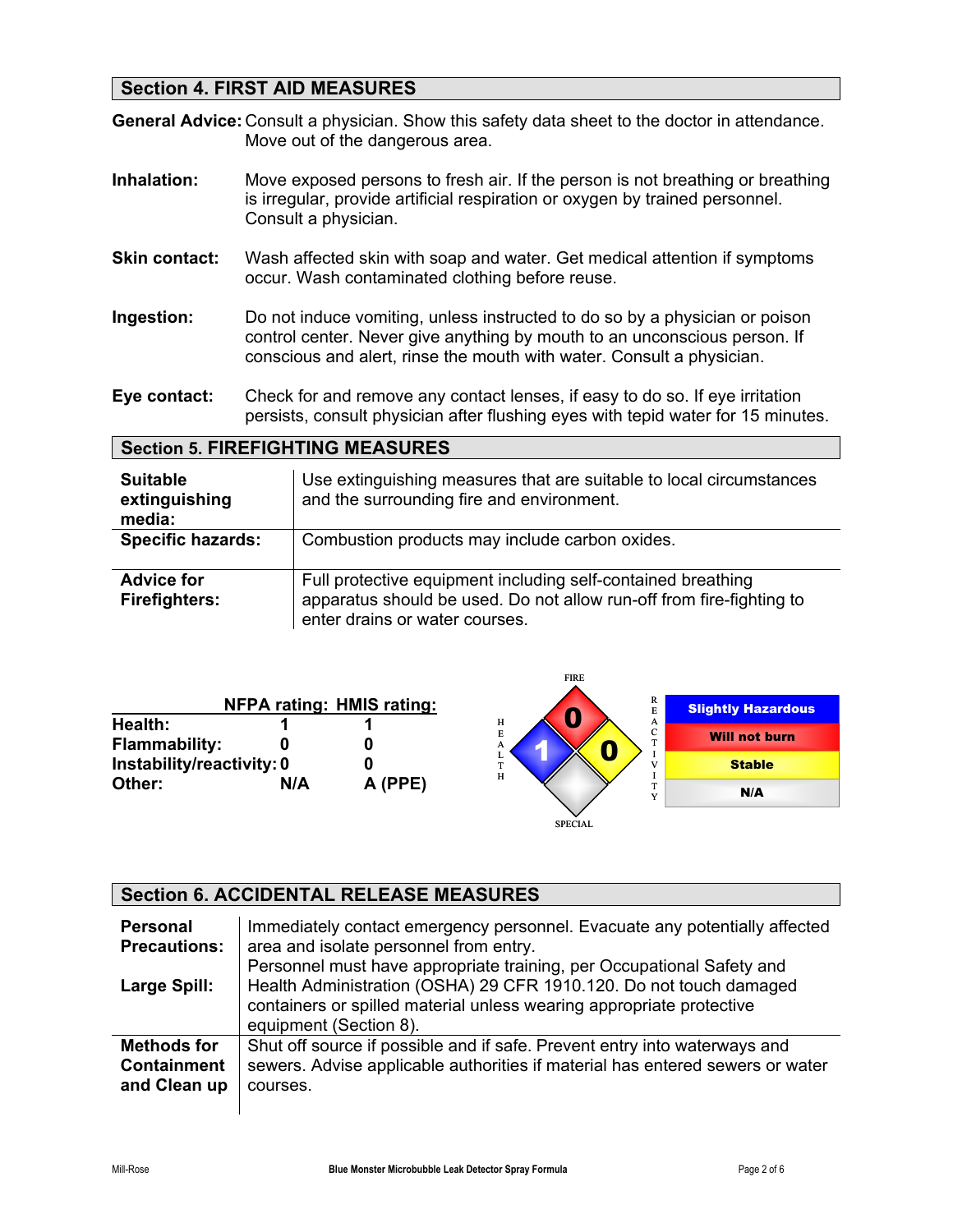## Section 4. FIRST AID MEASURES

**General Advice:** Consult a physician. Show this safety data sheet to the doctor in attendance. Move out of the dangerous area.

**Inhalation:** Move exposed persons to fresh air. If the person is not breathing or breathing is irregular, provide artificial respiration or oxygen by trained personnel. Consult a physician.

**Skin contact:** Wash affected skin with soap and water. Get medical attention if symptoms occur. Wash contaminated clothing before reuse.

**Ingestion:** Do not induce vomiting, unless instructed to do so by a physician or poison control center. Never give anything by mouth to an unconscious person. If conscious and alert, rinse the mouth with water. Consult a physician.

**Eye contact:** Check for and remove any contact lenses, if easy to do so. If eye irritation persists, consult physician after flushing eyes with tepid water for 15 minutes.

## Section 5. FIREFIGHTING MEASURES

| | |
|---|---|
| **Suitable extinguishing media:** | Use extinguishing measures that are suitable to local circumstances and the surrounding fire and environment. |
| **Specific hazards:** | Combustion products may include carbon oxides. |
| **Advice for Firefighters:** | Full protective equipment including self-contained breathing apparatus should be used. Do not allow run-off from fire-fighting to enter drains or water courses. |

| | NFPA rating: | HMIS rating: |
|---|---|---|
| **Health:** | 1 | 1 |
| **Flammability:** | 0 | 0 |
| **Instability/reactivity:** | 0 | 0 |
| **Other:** | N/A | A (PPE) |

FIRE: 0 | HEALTH: 1 | REACTIVITY: 0 | SPECIAL

- Slightly Hazardous
- Will not burn
- Stable
- N/A

## Section 6. ACCIDENTAL RELEASE MEASURES

| | |
|---|---|
| **Personal Precautions:** | Immediately contact emergency personnel. Evacuate any potentially affected area and isolate personnel from entry. |
| **Large Spill:** | Personnel must have appropriate training, per Occupational Safety and Health Administration (OSHA) 29 CFR 1910.120. Do not touch damaged containers or spilled material unless wearing appropriate protective equipment (Section 8). |
| **Methods for Containment and Clean up** | Shut off source if possible and if safe. Prevent entry into waterways and sewers. Advise applicable authorities if material has entered sewers or water courses. |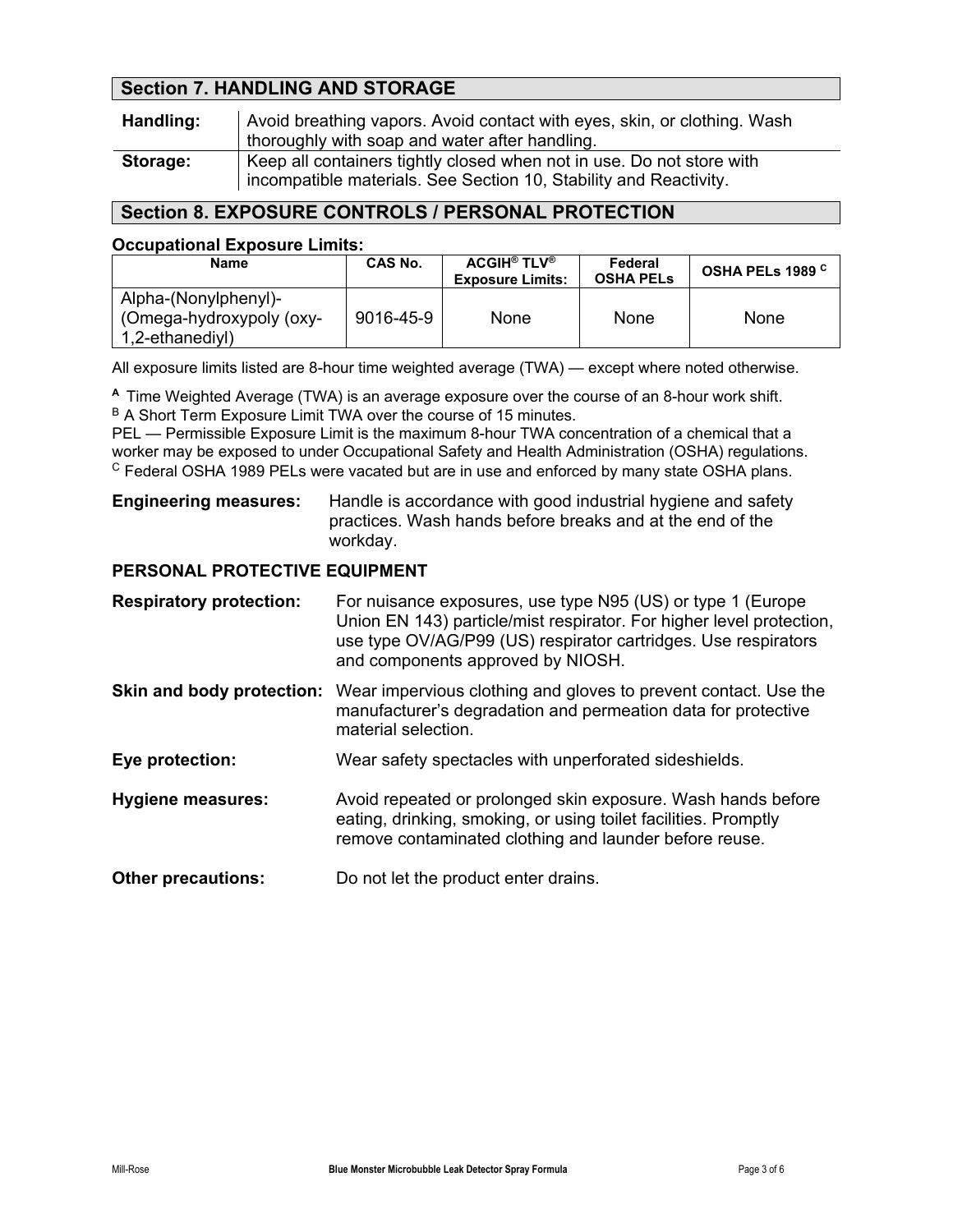## Section 7. HANDLING AND STORAGE

| | |
|---|---|
| **Handling:** | Avoid breathing vapors. Avoid contact with eyes, skin, or clothing. Wash thoroughly with soap and water after handling. |
| **Storage:** | Keep all containers tightly closed when not in use. Do not store with incompatible materials. See Section 10, Stability and Reactivity. |

## Section 8. EXPOSURE CONTROLS / PERSONAL PROTECTION

**Occupational Exposure Limits:**

| Name | CAS No. | ACGIH® TLV® Exposure Limits: | Federal OSHA PELs | OSHA PELs 1989 [C] |
|---|---|---|---|---|
| Alpha-(Nonylphenyl)-(Omega-hydroxypoly (oxy-1,2-ethanediyl) | 9016-45-9 | None | None | None |

All exposure limits listed are 8-hour time weighted average (TWA) — except where noted otherwise.

[A] Time Weighted Average (TWA) is an average exposure over the course of an 8-hour work shift.
[B] A Short Term Exposure Limit TWA over the course of 15 minutes.
PEL — Permissible Exposure Limit is the maximum 8-hour TWA concentration of a chemical that a worker may be exposed to under Occupational Safety and Health Administration (OSHA) regulations.
[C] Federal OSHA 1989 PELs were vacated but are in use and enforced by many state OSHA plans.

**Engineering measures:** Handle is accordance with good industrial hygiene and safety practices. Wash hands before breaks and at the end of the workday.

### PERSONAL PROTECTIVE EQUIPMENT

**Respiratory protection:** For nuisance exposures, use type N95 (US) or type 1 (Europe Union EN 143) particle/mist respirator. For higher level protection, use type OV/AG/P99 (US) respirator cartridges. Use respirators and components approved by NIOSH.

**Skin and body protection:** Wear impervious clothing and gloves to prevent contact. Use the manufacturer's degradation and permeation data for protective material selection.

**Eye protection:** Wear safety spectacles with unperforated sideshields.

**Hygiene measures:** Avoid repeated or prolonged skin exposure. Wash hands before eating, drinking, smoking, or using toilet facilities. Promptly remove contaminated clothing and launder before reuse.

**Other precautions:** Do not let the product enter drains.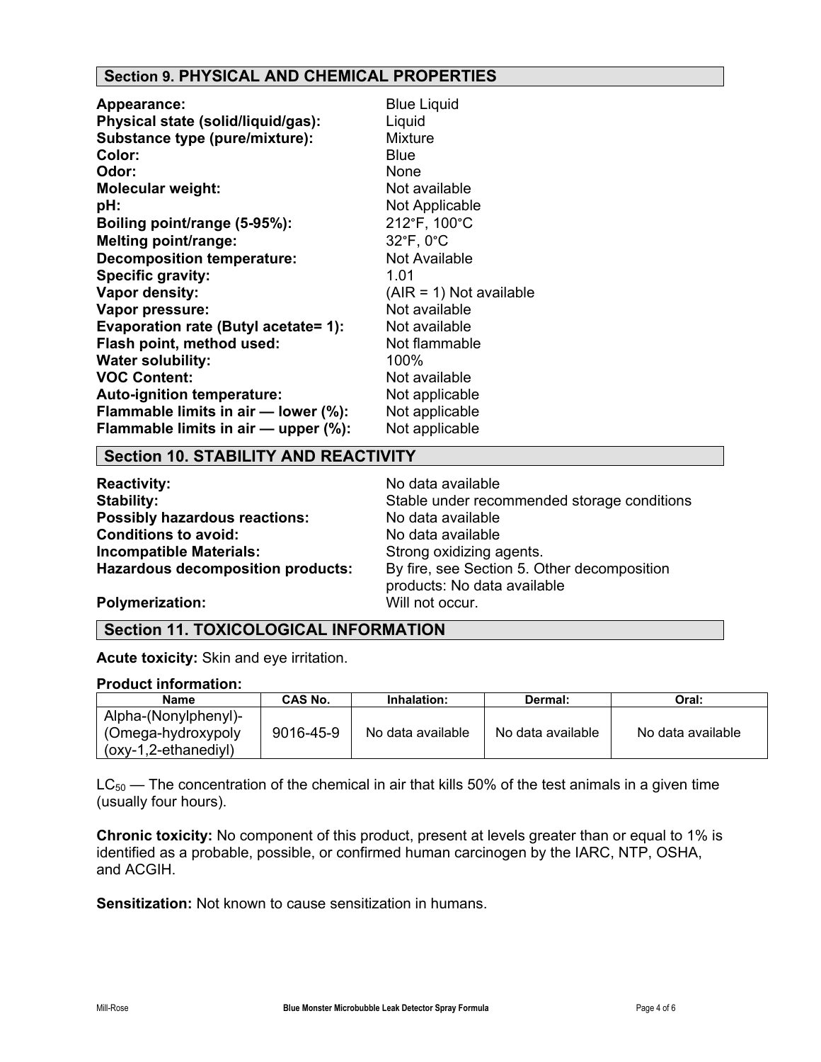## Section 9. PHYSICAL AND CHEMICAL PROPERTIES

**Appearance:** Blue Liquid
**Physical state (solid/liquid/gas):** Liquid
**Substance type (pure/mixture):** Mixture
**Color:** Blue
**Odor:** None
**Molecular weight:** Not available
**pH:** Not Applicable
**Boiling point/range (5-95%):** 212°F, 100°C
**Melting point/range:** 32°F, 0°C
**Decomposition temperature:** Not Available
**Specific gravity:** 1.01
**Vapor density:** (AIR = 1) Not available
**Vapor pressure:** Not available
**Evaporation rate (Butyl acetate= 1):** Not available
**Flash point, method used:** Not flammable
**Water solubility:** 100%
**VOC Content:** Not available
**Auto-ignition temperature:** Not applicable
**Flammable limits in air — lower (%):** Not applicable
**Flammable limits in air — upper (%):** Not applicable

## Section 10. STABILITY AND REACTIVITY

**Reactivity:** No data available
**Stability:** Stable under recommended storage conditions
**Possibly hazardous reactions:** No data available
**Conditions to avoid:** No data available
**Incompatible Materials:** Strong oxidizing agents.
**Hazardous decomposition products:** By fire, see Section 5. Other decomposition products: No data available
**Polymerization:** Will not occur.

## Section 11. TOXICOLOGICAL INFORMATION

**Acute toxicity:** Skin and eye irritation.

**Product information:**

| Name | CAS No. | Inhalation: | Dermal: | Oral: |
|---|---|---|---|---|
| Alpha-(Nonylphenyl)-(Omega-hydroxypoly (oxy-1,2-ethanediyl) | 9016-45-9 | No data available | No data available | No data available |

$LC_{50}$ — The concentration of the chemical in air that kills 50% of the test animals in a given time (usually four hours).

**Chronic toxicity:** No component of this product, present at levels greater than or equal to 1% is identified as a probable, possible, or confirmed human carcinogen by the IARC, NTP, OSHA, and ACGIH.

**Sensitization:** Not known to cause sensitization in humans.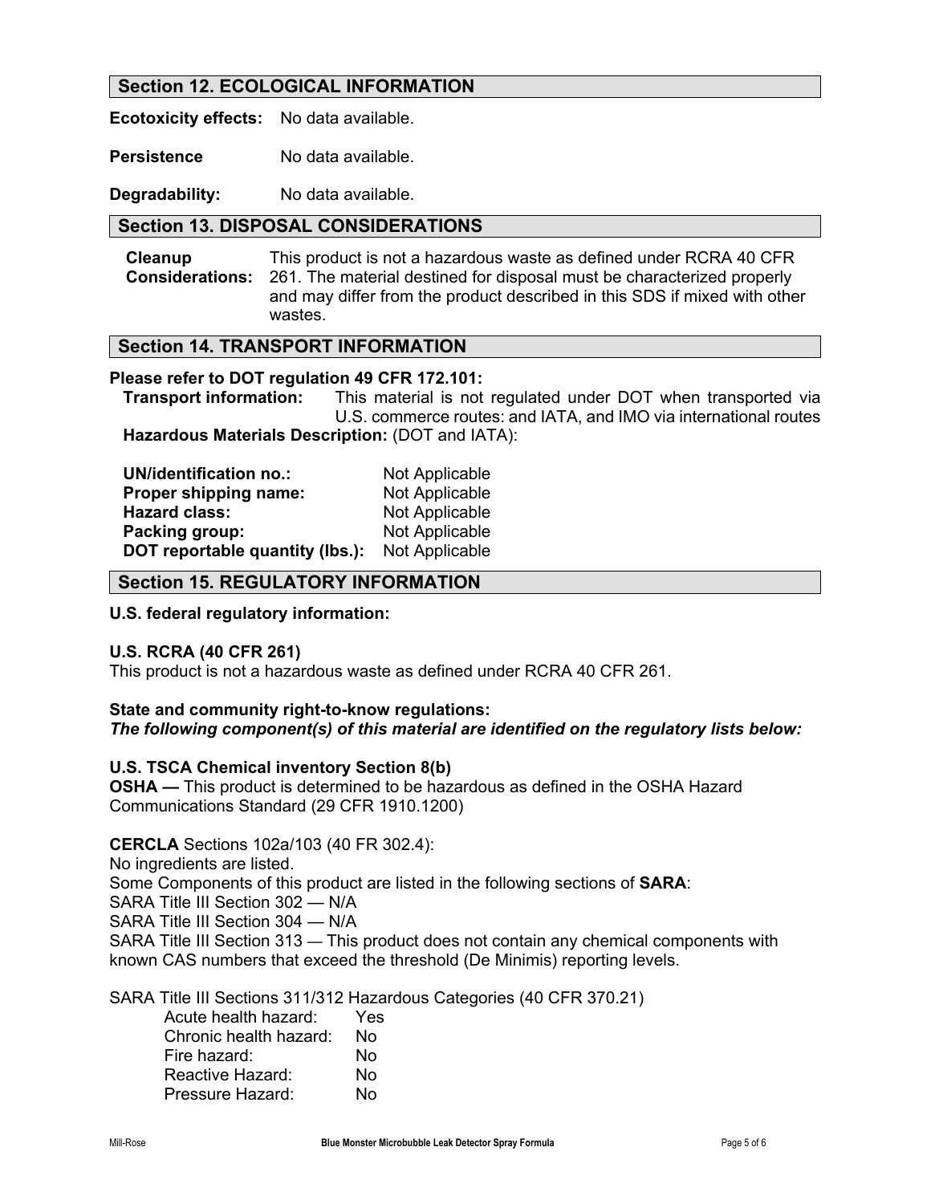## Section 12. ECOLOGICAL INFORMATION

**Ecotoxicity effects:** No data available.

**Persistence** No data available.

**Degradability:** No data available.

## Section 13. DISPOSAL CONSIDERATIONS

**Cleanup Considerations:** This product is not a hazardous waste as defined under RCRA 40 CFR 261. The material destined for disposal must be characterized properly and may differ from the product described in this SDS if mixed with other wastes.

## Section 14. TRANSPORT INFORMATION

**Please refer to DOT regulation 49 CFR 172.101:**

**Transport information:** This material is not regulated under DOT when transported via U.S. commerce routes: and IATA, and IMO via international routes

**Hazardous Materials Description:** (DOT and IATA):

| | |
|---|---|
| **UN/identification no.:** | Not Applicable |
| **Proper shipping name:** | Not Applicable |
| **Hazard class:** | Not Applicable |
| **Packing group:** | Not Applicable |
| **DOT reportable quantity (lbs.):** | Not Applicable |

## Section 15. REGULATORY INFORMATION

**U.S. federal regulatory information:**

**U.S. RCRA (40 CFR 261)**
This product is not a hazardous waste as defined under RCRA 40 CFR 261.

**State and community right-to-know regulations:**
***The following component(s) of this material are identified on the regulatory lists below:***

**U.S. TSCA Chemical inventory Section 8(b)**
**OSHA —** This product is determined to be hazardous as defined in the OSHA Hazard Communications Standard (29 CFR 1910.1200)

**CERCLA** Sections 102a/103 (40 FR 302.4):
No ingredients are listed.
Some Components of this product are listed in the following sections of **SARA**:
SARA Title III Section 302 — N/A
SARA Title III Section 304 — N/A
SARA Title III Section 313 — This product does not contain any chemical components with known CAS numbers that exceed the threshold (De Minimis) reporting levels.

SARA Title III Sections 311/312 Hazardous Categories (40 CFR 370.21)

| | |
|---|---|
| Acute health hazard: | Yes |
| Chronic health hazard: | No |
| Fire hazard: | No |
| Reactive Hazard: | No |
| Pressure Hazard: | No |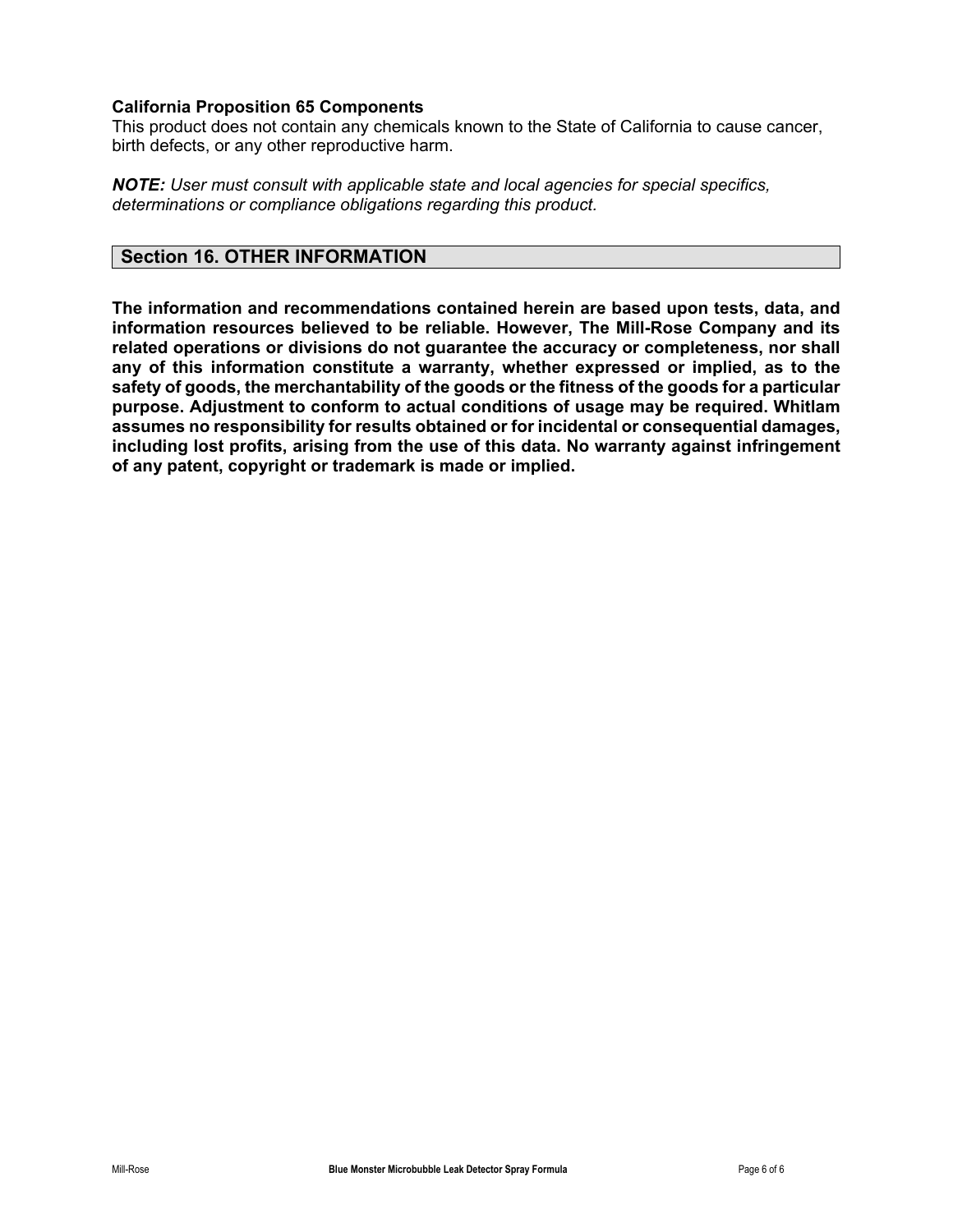**California Proposition 65 Components**

This product does not contain any chemicals known to the State of California to cause cancer, birth defects, or any other reproductive harm.

***NOTE:*** *User must consult with applicable state and local agencies for special specifics, determinations or compliance obligations regarding this product.*

## Section 16. OTHER INFORMATION

**The information and recommendations contained herein are based upon tests, data, and information resources believed to be reliable. However, The Mill-Rose Company and its related operations or divisions do not guarantee the accuracy or completeness, nor shall any of this information constitute a warranty, whether expressed or implied, as to the safety of goods, the merchantability of the goods or the fitness of the goods for a particular purpose. Adjustment to conform to actual conditions of usage may be required. Whitlam assumes no responsibility for results obtained or for incidental or consequential damages, including lost profits, arising from the use of this data. No warranty against infringement of any patent, copyright or trademark is made or implied.**